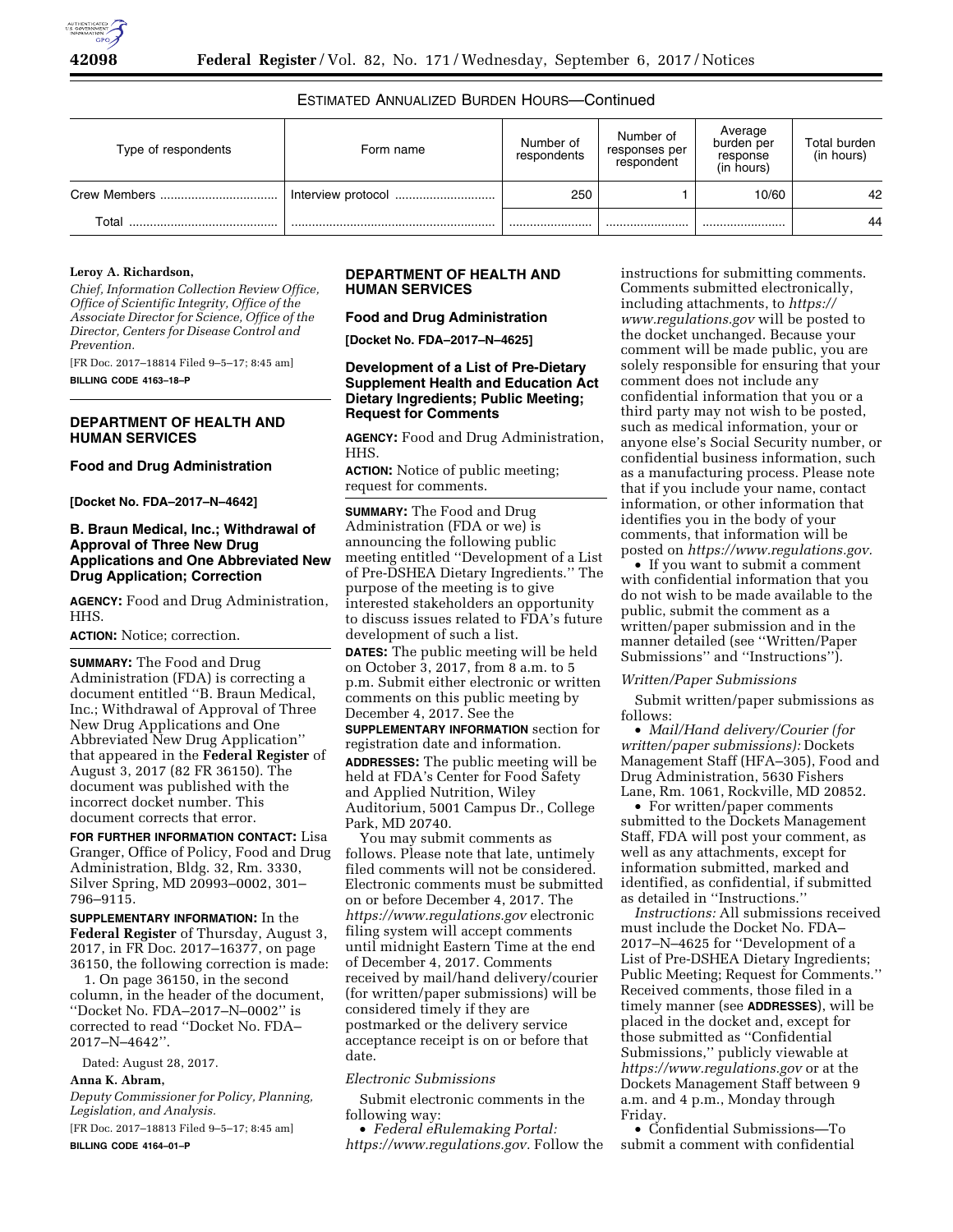ESTIMATED ANNUALIZED BURDEN HOURS—Continued

| Type of respondents | Form name | Number of respondents | Number of responses per respondent | Average burden per response (in hours) | Total burden (in hours) |
|---|---|---|---|---|---|
| Crew Members | Interview protocol | 250 | 1 | 10/60 | 42 |
| Total | | | | | 44 |

**Leroy A. Richardson,**

*Chief, Information Collection Review Office, Office of Scientific Integrity, Office of the Associate Director for Science, Office of the Director, Centers for Disease Control and Prevention.*

[FR Doc. 2017–18814 Filed 9–5–17; 8:45 am]

**BILLING CODE 4163–18–P**

## DEPARTMENT OF HEALTH AND HUMAN SERVICES

### Food and Drug Administration

**[Docket No. FDA–2017–N–4642]**

### B. Braun Medical, Inc.; Withdrawal of Approval of Three New Drug Applications and One Abbreviated New Drug Application; Correction

**AGENCY:** Food and Drug Administration, HHS.

**ACTION:** Notice; correction.

**SUMMARY:** The Food and Drug Administration (FDA) is correcting a document entitled ''B. Braun Medical, Inc.; Withdrawal of Approval of Three New Drug Applications and One Abbreviated New Drug Application'' that appeared in the **Federal Register** of August 3, 2017 (82 FR 36150). The document was published with the incorrect docket number. This document corrects that error.

**FOR FURTHER INFORMATION CONTACT:** Lisa Granger, Office of Policy, Food and Drug Administration, Bldg. 32, Rm. 3330, Silver Spring, MD 20993–0002, 301–796–9115.

**SUPPLEMENTARY INFORMATION:** In the **Federal Register** of Thursday, August 3, 2017, in FR Doc. 2017–16377, on page 36150, the following correction is made:

1. On page 36150, in the second column, in the header of the document, ''Docket No. FDA–2017–N–0002'' is corrected to read ''Docket No. FDA–2017–N–4642''.

Dated: August 28, 2017.

**Anna K. Abram,**

*Deputy Commissioner for Policy, Planning, Legislation, and Analysis.*

[FR Doc. 2017–18813 Filed 9–5–17; 8:45 am]

**BILLING CODE 4164–01–P**

## DEPARTMENT OF HEALTH AND HUMAN SERVICES

### Food and Drug Administration

**[Docket No. FDA–2017–N–4625]**

### Development of a List of Pre-Dietary Supplement Health and Education Act Dietary Ingredients; Public Meeting; Request for Comments

**AGENCY:** Food and Drug Administration, HHS.

**ACTION:** Notice of public meeting; request for comments.

**SUMMARY:** The Food and Drug Administration (FDA or we) is announcing the following public meeting entitled ''Development of a List of Pre-DSHEA Dietary Ingredients.'' The purpose of the meeting is to give interested stakeholders an opportunity to discuss issues related to FDA's future development of such a list.

**DATES:** The public meeting will be held on October 3, 2017, from 8 a.m. to 5 p.m. Submit either electronic or written comments on this public meeting by December 4, 2017. See the **SUPPLEMENTARY INFORMATION** section for registration date and information.

**ADDRESSES:** The public meeting will be held at FDA's Center for Food Safety and Applied Nutrition, Wiley Auditorium, 5001 Campus Dr., College Park, MD 20740.

You may submit comments as follows. Please note that late, untimely filed comments will not be considered. Electronic comments must be submitted on or before December 4, 2017. The *https://www.regulations.gov* electronic filing system will accept comments until midnight Eastern Time at the end of December 4, 2017. Comments received by mail/hand delivery/courier (for written/paper submissions) will be considered timely if they are postmarked or the delivery service acceptance receipt is on or before that date.

*Electronic Submissions*

Submit electronic comments in the following way:

- *Federal eRulemaking Portal: https://www.regulations.gov.* Follow the instructions for submitting comments. Comments submitted electronically, including attachments, to *https://www.regulations.gov* will be posted to the docket unchanged. Because your comment will be made public, you are solely responsible for ensuring that your comment does not include any confidential information that you or a third party may not wish to be posted, such as medical information, your or anyone else's Social Security number, or confidential business information, such as a manufacturing process. Please note that if you include your name, contact information, or other information that identifies you in the body of your comments, that information will be posted on *https://www.regulations.gov.*
- If you want to submit a comment with confidential information that you do not wish to be made available to the public, submit the comment as a written/paper submission and in the manner detailed (see ''Written/Paper Submissions'' and ''Instructions'').

*Written/Paper Submissions*

Submit written/paper submissions as follows:

- *Mail/Hand delivery/Courier (for written/paper submissions):* Dockets Management Staff (HFA–305), Food and Drug Administration, 5630 Fishers Lane, Rm. 1061, Rockville, MD 20852.
- For written/paper comments submitted to the Dockets Management Staff, FDA will post your comment, as well as any attachments, except for information submitted, marked and identified, as confidential, if submitted as detailed in ''Instructions.''

*Instructions:* All submissions received must include the Docket No. FDA–2017–N–4625 for ''Development of a List of Pre-DSHEA Dietary Ingredients; Public Meeting; Request for Comments.'' Received comments, those filed in a timely manner (see **ADDRESSES**), will be placed in the docket and, except for those submitted as ''Confidential Submissions,'' publicly viewable at *https://www.regulations.gov* or at the Dockets Management Staff between 9 a.m. and 4 p.m., Monday through Friday.

- Confidential Submissions—To submit a comment with confidential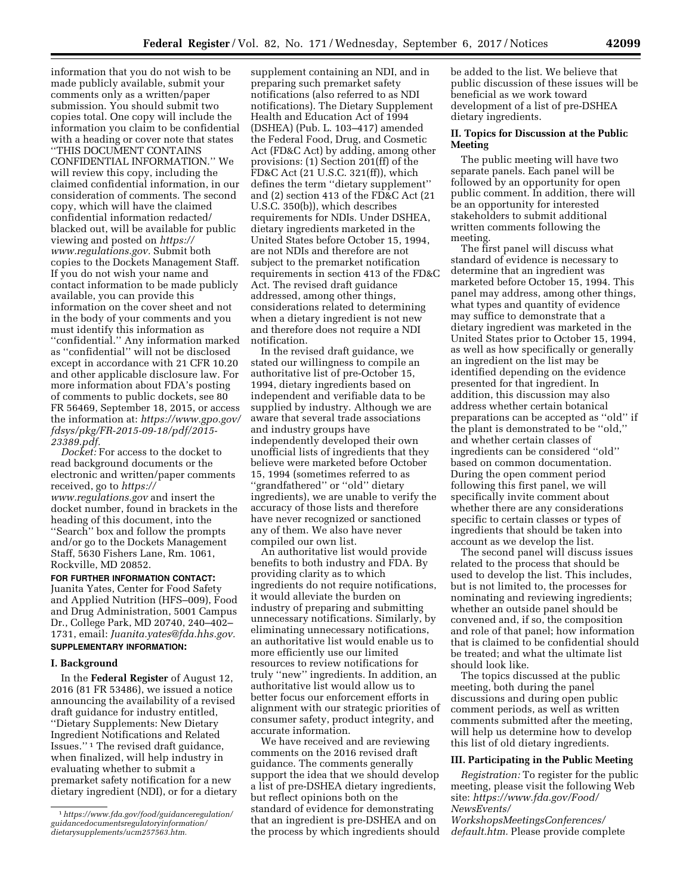information that you do not wish to be made publicly available, submit your comments only as a written/paper submission. You should submit two copies total. One copy will include the information you claim to be confidential with a heading or cover note that states ''THIS DOCUMENT CONTAINS CONFIDENTIAL INFORMATION.'' We will review this copy, including the claimed confidential information, in our consideration of comments. The second copy, which will have the claimed confidential information redacted/blacked out, will be available for public viewing and posted on *https://www.regulations.gov.* Submit both copies to the Dockets Management Staff. If you do not wish your name and contact information to be made publicly available, you can provide this information on the cover sheet and not in the body of your comments and you must identify this information as ''confidential.'' Any information marked as ''confidential'' will not be disclosed except in accordance with 21 CFR 10.20 and other applicable disclosure law. For more information about FDA's posting of comments to public dockets, see 80 FR 56469, September 18, 2015, or access the information at: *https://www.gpo.gov/fdsys/pkg/FR-2015-09-18/pdf/2015-23389.pdf.*

*Docket:* For access to the docket to read background documents or the electronic and written/paper comments received, go to *https://www.regulations.gov* and insert the docket number, found in brackets in the heading of this document, into the ''Search'' box and follow the prompts and/or go to the Dockets Management Staff, 5630 Fishers Lane, Rm. 1061, Rockville, MD 20852.

**FOR FURTHER INFORMATION CONTACT:** Juanita Yates, Center for Food Safety and Applied Nutrition (HFS–009), Food and Drug Administration, 5001 Campus Dr., College Park, MD 20740, 240–402–1731, email: *Juanita.yates@fda.hhs.gov.*

**SUPPLEMENTARY INFORMATION:**

## I. Background

In the **Federal Register** of August 12, 2016 (81 FR 53486), we issued a notice announcing the availability of a revised draft guidance for industry entitled, ''Dietary Supplements: New Dietary Ingredient Notifications and Related Issues.'' [1] The revised draft guidance, when finalized, will help industry in evaluating whether to submit a premarket safety notification for a new dietary ingredient (NDI), or for a dietary supplement containing an NDI, and in preparing such premarket safety notifications (also referred to as NDI notifications). The Dietary Supplement Health and Education Act of 1994 (DSHEA) (Pub. L. 103–417) amended the Federal Food, Drug, and Cosmetic Act (FD&C Act) by adding, among other provisions: (1) Section 201(ff) of the FD&C Act (21 U.S.C. 321(ff)), which defines the term ''dietary supplement'' and (2) section 413 of the FD&C Act (21 U.S.C. 350(b)), which describes requirements for NDIs. Under DSHEA, dietary ingredients marketed in the United States before October 15, 1994, are not NDIs and therefore are not subject to the premarket notification requirements in section 413 of the FD&C Act. The revised draft guidance addressed, among other things, considerations related to determining when a dietary ingredient is not new and therefore does not require a NDI notification.

In the revised draft guidance, we stated our willingness to compile an authoritative list of pre-October 15, 1994, dietary ingredients based on independent and verifiable data to be supplied by industry. Although we are aware that several trade associations and industry groups have independently developed their own unofficial lists of ingredients that they believe were marketed before October 15, 1994 (sometimes referred to as ''grandfathered'' or ''old'' dietary ingredients), we are unable to verify the accuracy of those lists and therefore have never recognized or sanctioned any of them. We also have never compiled our own list.

An authoritative list would provide benefits to both industry and FDA. By providing clarity as to which ingredients do not require notifications, it would alleviate the burden on industry of preparing and submitting unnecessary notifications. Similarly, by eliminating unnecessary notifications, an authoritative list would enable us to more efficiently use our limited resources to review notifications for truly ''new'' ingredients. In addition, an authoritative list would allow us to better focus our enforcement efforts in alignment with our strategic priorities of consumer safety, product integrity, and accurate information.

We have received and are reviewing comments on the 2016 revised draft guidance. The comments generally support the idea that we should develop a list of pre-DSHEA dietary ingredients, but reflect opinions both on the standard of evidence for demonstrating that an ingredient is pre-DSHEA and on the process by which ingredients should be added to the list. We believe that public discussion of these issues will be beneficial as we work toward development of a list of pre-DSHEA dietary ingredients.

## II. Topics for Discussion at the Public Meeting

The public meeting will have two separate panels. Each panel will be followed by an opportunity for open public comment. In addition, there will be an opportunity for interested stakeholders to submit additional written comments following the meeting.

The first panel will discuss what standard of evidence is necessary to determine that an ingredient was marketed before October 15, 1994. This panel may address, among other things, what types and quantity of evidence may suffice to demonstrate that a dietary ingredient was marketed in the United States prior to October 15, 1994, as well as how specifically or generally an ingredient on the list may be identified depending on the evidence presented for that ingredient. In addition, this discussion may also address whether certain botanical preparations can be accepted as ''old'' if the plant is demonstrated to be ''old,'' and whether certain classes of ingredients can be considered ''old'' based on common documentation. During the open comment period following this first panel, we will specifically invite comment about whether there are any considerations specific to certain classes or types of ingredients that should be taken into account as we develop the list.

The second panel will discuss issues related to the process that should be used to develop the list. This includes, but is not limited to, the processes for nominating and reviewing ingredients; whether an outside panel should be convened and, if so, the composition and role of that panel; how information that is claimed to be confidential should be treated; and what the ultimate list should look like.

The topics discussed at the public meeting, both during the panel discussions and during open public comment periods, as well as written comments submitted after the meeting, will help us determine how to develop this list of old dietary ingredients.

## III. Participating in the Public Meeting

*Registration:* To register for the public meeting, please visit the following Web site: *https://www.fda.gov/Food/NewsEvents/WorkshopsMeetingsConferences/default.htm.* Please provide complete

[1] *https://www.fda.gov/food/guidanceregulation/guidancedocumentsregulatoryinformation/dietarysupplements/ucm257563.htm.*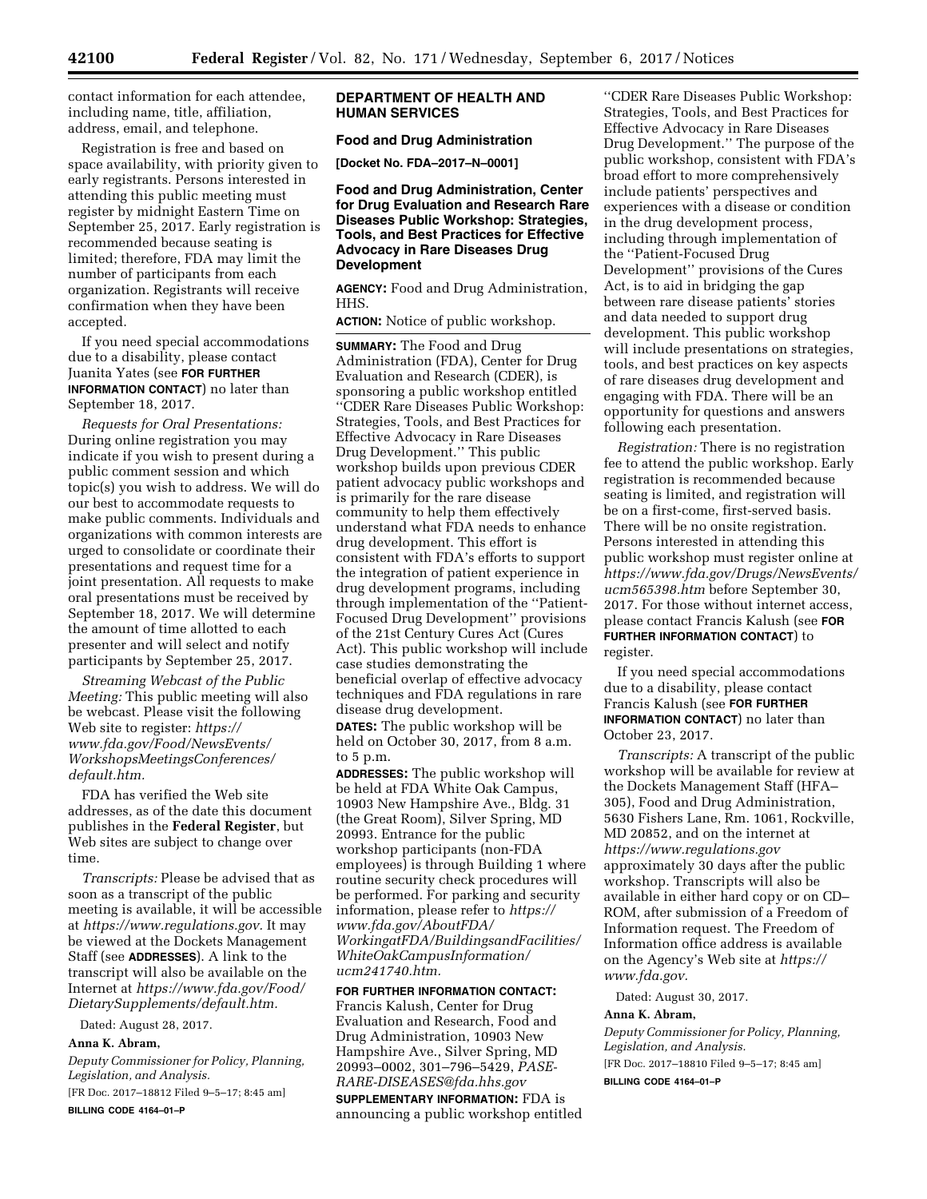contact information for each attendee, including name, title, affiliation, address, email, and telephone.

Registration is free and based on space availability, with priority given to early registrants. Persons interested in attending this public meeting must register by midnight Eastern Time on September 25, 2017. Early registration is recommended because seating is limited; therefore, FDA may limit the number of participants from each organization. Registrants will receive confirmation when they have been accepted.

If you need special accommodations due to a disability, please contact Juanita Yates (see **FOR FURTHER INFORMATION CONTACT**) no later than September 18, 2017.

*Requests for Oral Presentations:* During online registration you may indicate if you wish to present during a public comment session and which topic(s) you wish to address. We will do our best to accommodate requests to make public comments. Individuals and organizations with common interests are urged to consolidate or coordinate their presentations and request time for a joint presentation. All requests to make oral presentations must be received by September 18, 2017. We will determine the amount of time allotted to each presenter and will select and notify participants by September 25, 2017.

*Streaming Webcast of the Public Meeting:* This public meeting will also be webcast. Please visit the following Web site to register: *https://www.fda.gov/Food/NewsEvents/WorkshopsMeetingsConferences/default.htm.*

FDA has verified the Web site addresses, as of the date this document publishes in the **Federal Register**, but Web sites are subject to change over time.

*Transcripts:* Please be advised that as soon as a transcript of the public meeting is available, it will be accessible at *https://www.regulations.gov.* It may be viewed at the Dockets Management Staff (see **ADDRESSES**). A link to the transcript will also be available on the Internet at *https://www.fda.gov/Food/DietarySupplements/default.htm.*

Dated: August 28, 2017.

**Anna K. Abram,**

*Deputy Commissioner for Policy, Planning, Legislation, and Analysis.*

[FR Doc. 2017–18812 Filed 9–5–17; 8:45 am]

**BILLING CODE 4164–01–P**

## DEPARTMENT OF HEALTH AND HUMAN SERVICES

### Food and Drug Administration

**[Docket No. FDA–2017–N–0001]**

### Food and Drug Administration, Center for Drug Evaluation and Research Rare Diseases Public Workshop: Strategies, Tools, and Best Practices for Effective Advocacy in Rare Diseases Drug Development

**AGENCY:** Food and Drug Administration, HHS.

**ACTION:** Notice of public workshop.

**SUMMARY:** The Food and Drug Administration (FDA), Center for Drug Evaluation and Research (CDER), is sponsoring a public workshop entitled ''CDER Rare Diseases Public Workshop: Strategies, Tools, and Best Practices for Effective Advocacy in Rare Diseases Drug Development.'' This public workshop builds upon previous CDER patient advocacy public workshops and is primarily for the rare disease community to help them effectively understand what FDA needs to enhance drug development. This effort is consistent with FDA's efforts to support the integration of patient experience in drug development programs, including through implementation of the ''Patient-Focused Drug Development'' provisions of the 21st Century Cures Act (Cures Act). This public workshop will include case studies demonstrating the beneficial overlap of effective advocacy techniques and FDA regulations in rare disease drug development.

**DATES:** The public workshop will be held on October 30, 2017, from 8 a.m. to 5 p.m.

**ADDRESSES:** The public workshop will be held at FDA White Oak Campus, 10903 New Hampshire Ave., Bldg. 31 (the Great Room), Silver Spring, MD 20993. Entrance for the public workshop participants (non-FDA employees) is through Building 1 where routine security check procedures will be performed. For parking and security information, please refer to *https://www.fda.gov/AboutFDA/WorkingatFDA/BuildingsandFacilities/WhiteOakCampusInformation/ucm241740.htm.*

**FOR FURTHER INFORMATION CONTACT:** Francis Kalush, Center for Drug Evaluation and Research, Food and Drug Administration, 10903 New Hampshire Ave., Silver Spring, MD 20993–0002, 301–796–5429, *PASE-RARE-DISEASES@fda.hhs.gov*

**SUPPLEMENTARY INFORMATION:** FDA is announcing a public workshop entitled ''CDER Rare Diseases Public Workshop: Strategies, Tools, and Best Practices for Effective Advocacy in Rare Diseases Drug Development.'' The purpose of the public workshop, consistent with FDA's broad effort to more comprehensively include patients' perspectives and experiences with a disease or condition in the drug development process, including through implementation of the ''Patient-Focused Drug Development'' provisions of the Cures Act, is to aid in bridging the gap between rare disease patients' stories and data needed to support drug development. This public workshop will include presentations on strategies, tools, and best practices on key aspects of rare diseases drug development and engaging with FDA. There will be an opportunity for questions and answers following each presentation.

*Registration:* There is no registration fee to attend the public workshop. Early registration is recommended because seating is limited, and registration will be on a first-come, first-served basis. There will be no onsite registration. Persons interested in attending this public workshop must register online at *https://www.fda.gov/Drugs/NewsEvents/ucm565398.htm* before September 30, 2017. For those without internet access, please contact Francis Kalush (see **FOR FURTHER INFORMATION CONTACT**) to register.

If you need special accommodations due to a disability, please contact Francis Kalush (see **FOR FURTHER INFORMATION CONTACT**) no later than October 23, 2017.

*Transcripts:* A transcript of the public workshop will be available for review at the Dockets Management Staff (HFA–305), Food and Drug Administration, 5630 Fishers Lane, Rm. 1061, Rockville, MD 20852, and on the internet at *https://www.regulations.gov* approximately 30 days after the public workshop. Transcripts will also be available in either hard copy or on CD–ROM, after submission of a Freedom of Information request. The Freedom of Information office address is available on the Agency's Web site at *https://www.fda.gov.*

Dated: August 30, 2017.

**Anna K. Abram,**

*Deputy Commissioner for Policy, Planning, Legislation, and Analysis.*

[FR Doc. 2017–18810 Filed 9–5–17; 8:45 am]

**BILLING CODE 4164–01–P**